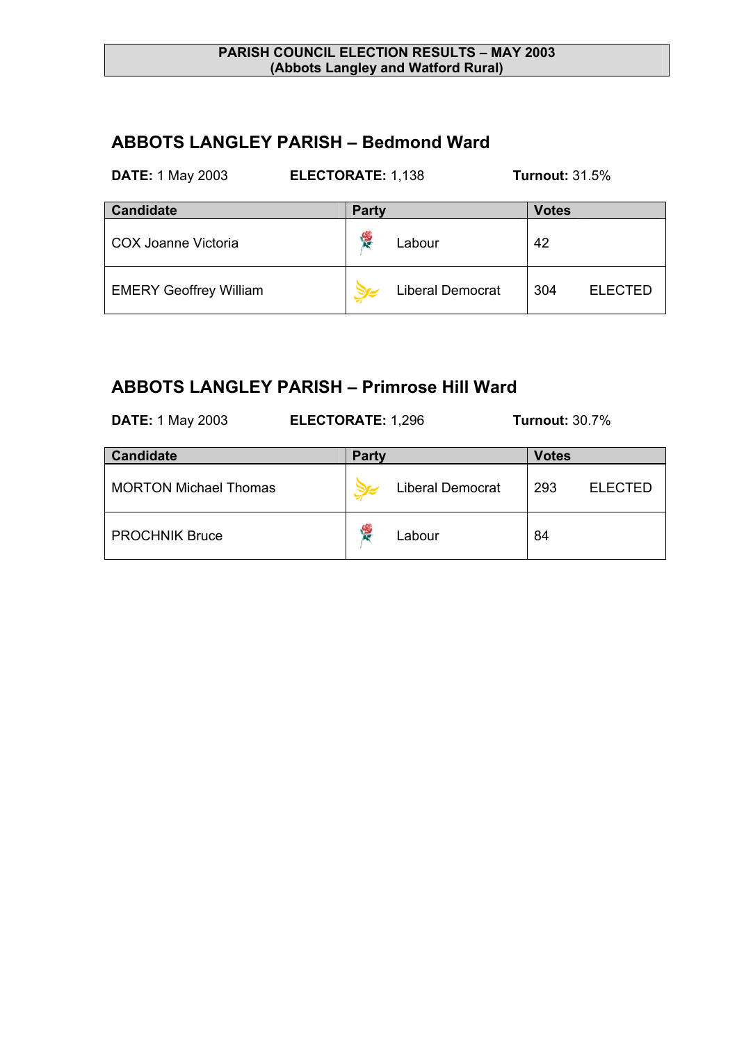**PARISH COUNCIL ELECTION RESULTS – MAY 2003**
**(Abbots Langley and Watford Rural)**

## ABBOTS LANGLEY PARISH – Bedmond Ward

**DATE:** 1 May 2003 **ELECTORATE:** 1,138 **Turnout:** 31.5%

| Candidate | Party | Votes | |
|---|---|---|---|
| COX Joanne Victoria | Labour | 42 | |
| EMERY Geoffrey William | Liberal Democrat | 304 | ELECTED |

## ABBOTS LANGLEY PARISH – Primrose Hill Ward

**DATE:** 1 May 2003 **ELECTORATE:** 1,296 **Turnout:** 30.7%

| Candidate | Party | Votes | |
|---|---|---|---|
| MORTON Michael Thomas | Liberal Democrat | 293 | ELECTED |
| PROCHNIK Bruce | Labour | 84 | |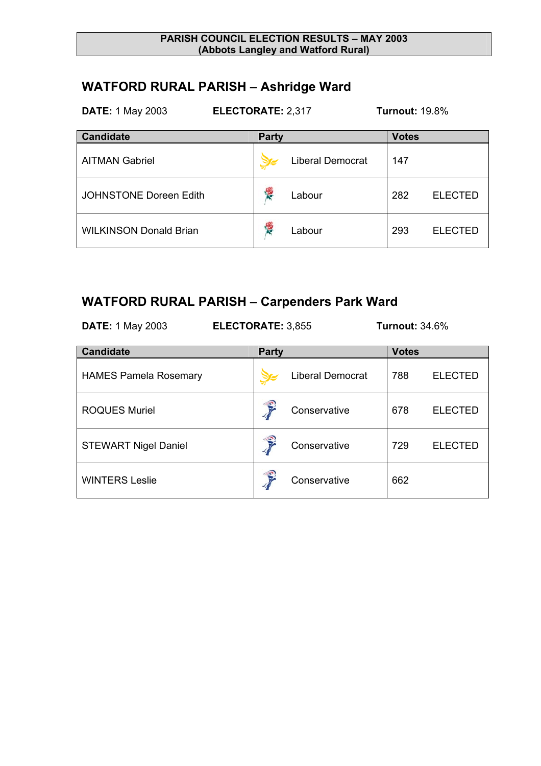**PARISH COUNCIL ELECTION RESULTS – MAY 2003**
**(Abbots Langley and Watford Rural)**

## WATFORD RURAL PARISH – Ashridge Ward

**DATE:** 1 May 2003 **ELECTORATE:** 2,317 **Turnout:** 19.8%

| Candidate | Party | Votes | |
|---|---|---|---|
| AITMAN Gabriel | Liberal Democrat | 147 | |
| JOHNSTONE Doreen Edith | Labour | 282 | ELECTED |
| WILKINSON Donald Brian | Labour | 293 | ELECTED |

## WATFORD RURAL PARISH – Carpenders Park Ward

**DATE:** 1 May 2003 **ELECTORATE:** 3,855 **Turnout:** 34.6%

| Candidate | Party | Votes | |
|---|---|---|---|
| HAMES Pamela Rosemary | Liberal Democrat | 788 | ELECTED |
| ROQUES Muriel | Conservative | 678 | ELECTED |
| STEWART Nigel Daniel | Conservative | 729 | ELECTED |
| WINTERS Leslie | Conservative | 662 | |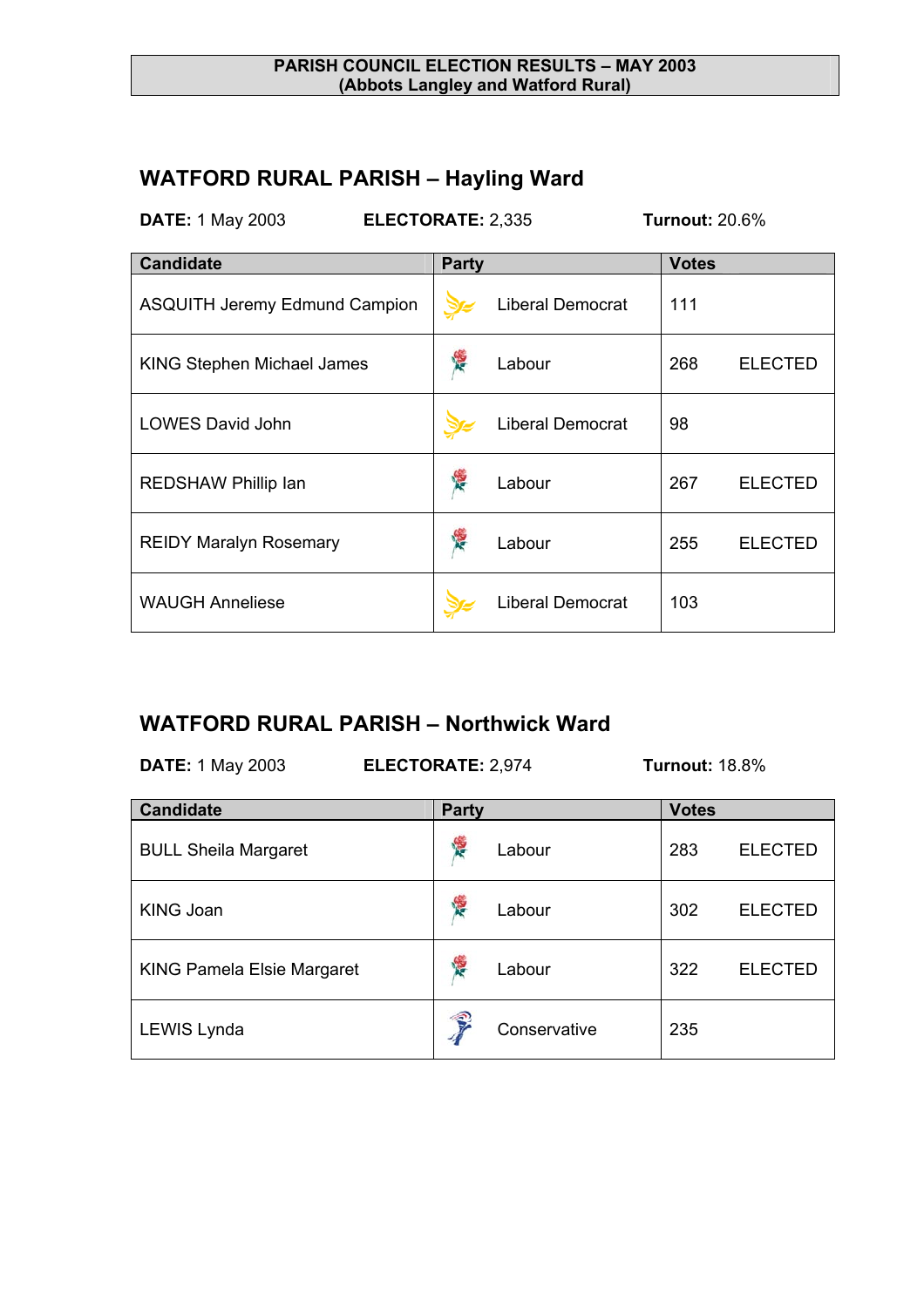**PARISH COUNCIL ELECTION RESULTS – MAY 2003**
**(Abbots Langley and Watford Rural)**

## WATFORD RURAL PARISH – Hayling Ward

**DATE:** 1 May 2003 **ELECTORATE:** 2,335 **Turnout:** 20.6%

| Candidate | Party | Votes | |
|---|---|---|---|
| ASQUITH Jeremy Edmund Campion | Liberal Democrat | 111 | |
| KING Stephen Michael James | Labour | 268 | ELECTED |
| LOWES David John | Liberal Democrat | 98 | |
| REDSHAW Phillip Ian | Labour | 267 | ELECTED |
| REIDY Maralyn Rosemary | Labour | 255 | ELECTED |
| WAUGH Anneliese | Liberal Democrat | 103 | |

## WATFORD RURAL PARISH – Northwick Ward

**DATE:** 1 May 2003 **ELECTORATE:** 2,974 **Turnout:** 18.8%

| Candidate | Party | Votes | |
|---|---|---|---|
| BULL Sheila Margaret | Labour | 283 | ELECTED |
| KING Joan | Labour | 302 | ELECTED |
| KING Pamela Elsie Margaret | Labour | 322 | ELECTED |
| LEWIS Lynda | Conservative | 235 | |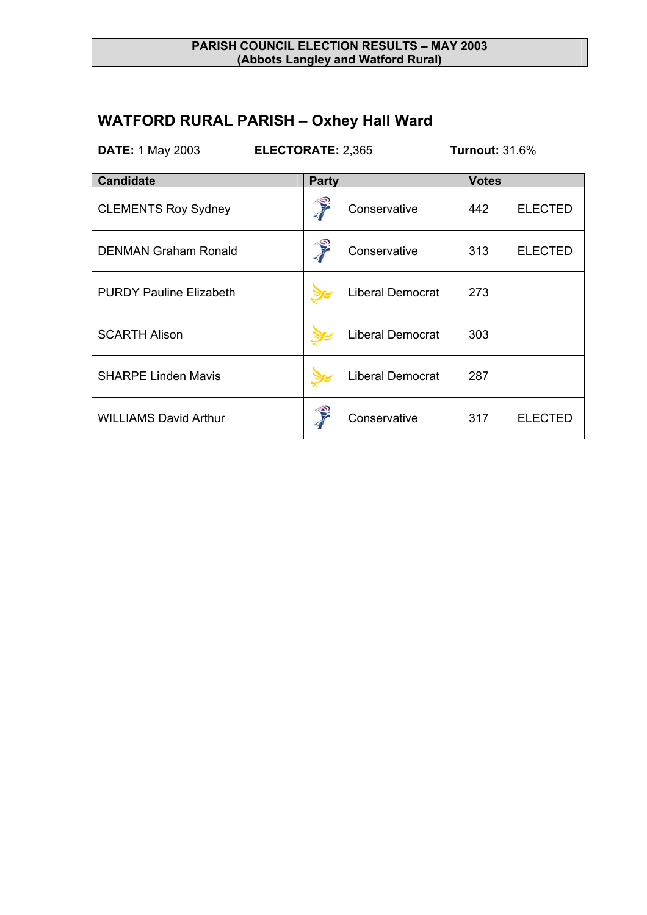**PARISH COUNCIL ELECTION RESULTS – MAY 2003**
**(Abbots Langley and Watford Rural)**

## WATFORD RURAL PARISH – Oxhey Hall Ward

**DATE:** 1 May 2003 **ELECTORATE:** 2,365 **Turnout:** 31.6%

| Candidate | Party | Votes | |
|---|---|---|---|
| CLEMENTS Roy Sydney | Conservative | 442 | ELECTED |
| DENMAN Graham Ronald | Conservative | 313 | ELECTED |
| PURDY Pauline Elizabeth | Liberal Democrat | 273 | |
| SCARTH Alison | Liberal Democrat | 303 | |
| SHARPE Linden Mavis | Liberal Democrat | 287 | |
| WILLIAMS David Arthur | Conservative | 317 | ELECTED |